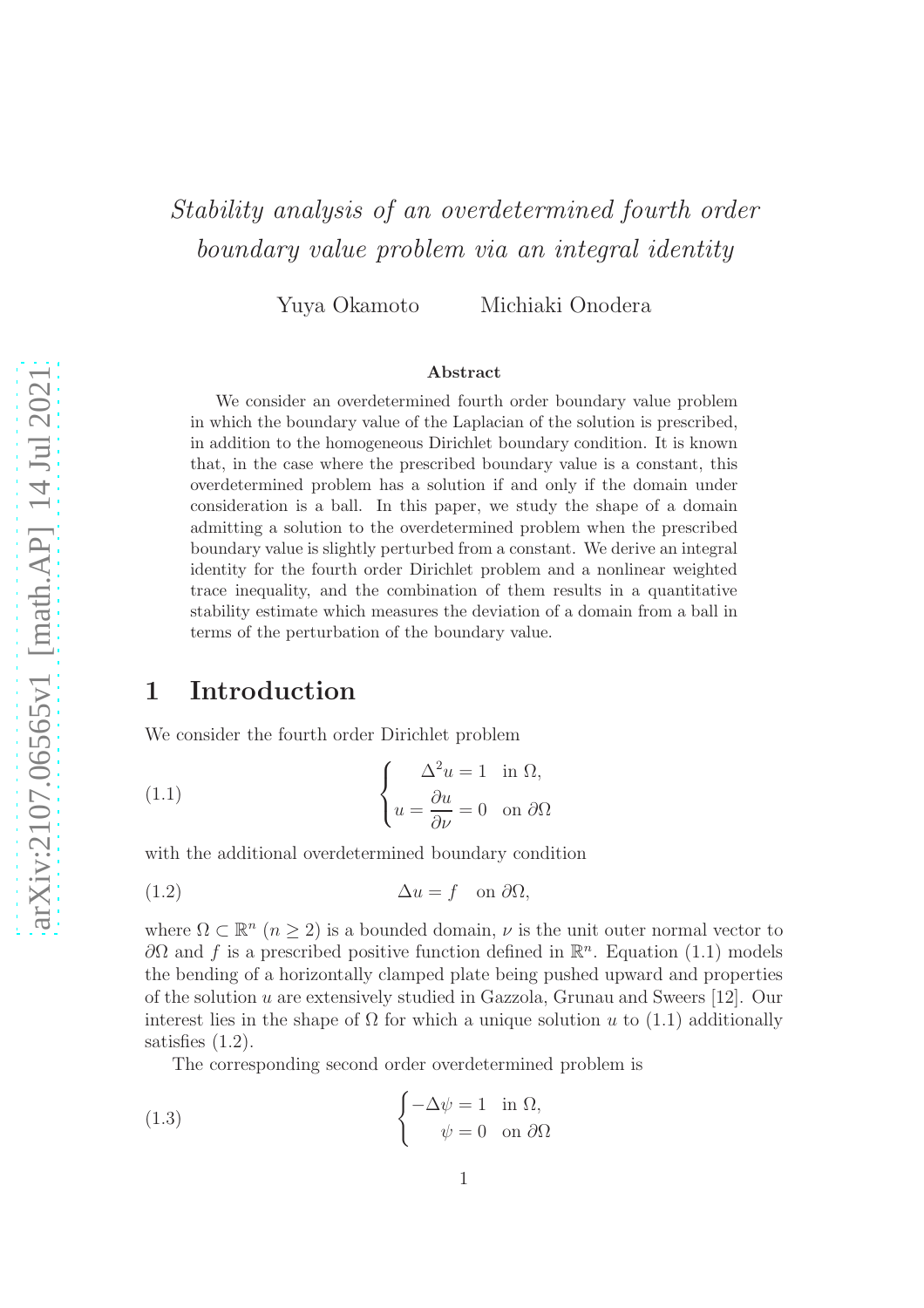# *Stability analysis of an overdetermined fourth order boundary value problem via an integral identity*

Yuya Okamoto　　Michiaki Onodera

**Abstract**

We consider an overdetermined fourth order boundary value problem in which the boundary value of the Laplacian of the solution is prescribed, in addition to the homogeneous Dirichlet boundary condition. It is known that, in the case where the prescribed boundary value is a constant, this overdetermined problem has a solution if and only if the domain under consideration is a ball. In this paper, we study the shape of a domain admitting a solution to the overdetermined problem when the prescribed boundary value is slightly perturbed from a constant. We derive an integral identity for the fourth order Dirichlet problem and a nonlinear weighted trace inequality, and the combination of them results in a quantitative stability estimate which measures the deviation of a domain from a ball in terms of the perturbation of the boundary value.

## 1 Introduction

We consider the fourth order Dirichlet problem

$$\begin{cases} \Delta^2 u = 1 & \text{in } \Omega, \\ u = \dfrac{\partial u}{\partial \nu} = 0 & \text{on } \partial\Omega \end{cases} \tag{1.1}$$

with the additional overdetermined boundary condition

$$\Delta u = f \quad \text{on } \partial\Omega, \tag{1.2}$$

where $\Omega \subset \mathbb{R}^n$ ($n \geq 2$) is a bounded domain, $\nu$ is the unit outer normal vector to $\partial\Omega$ and $f$ is a prescribed positive function defined in $\mathbb{R}^n$. Equation (1.1) models the bending of a horizontally clamped plate being pushed upward and properties of the solution $u$ are extensively studied in Gazzola, Grunau and Sweers [12]. Our interest lies in the shape of $\Omega$ for which a unique solution $u$ to (1.1) additionally satisfies (1.2).

The corresponding second order overdetermined problem is

$$\begin{cases} -\Delta \psi = 1 & \text{in } \Omega, \\ \psi = 0 & \text{on } \partial\Omega \end{cases} \tag{1.3}$$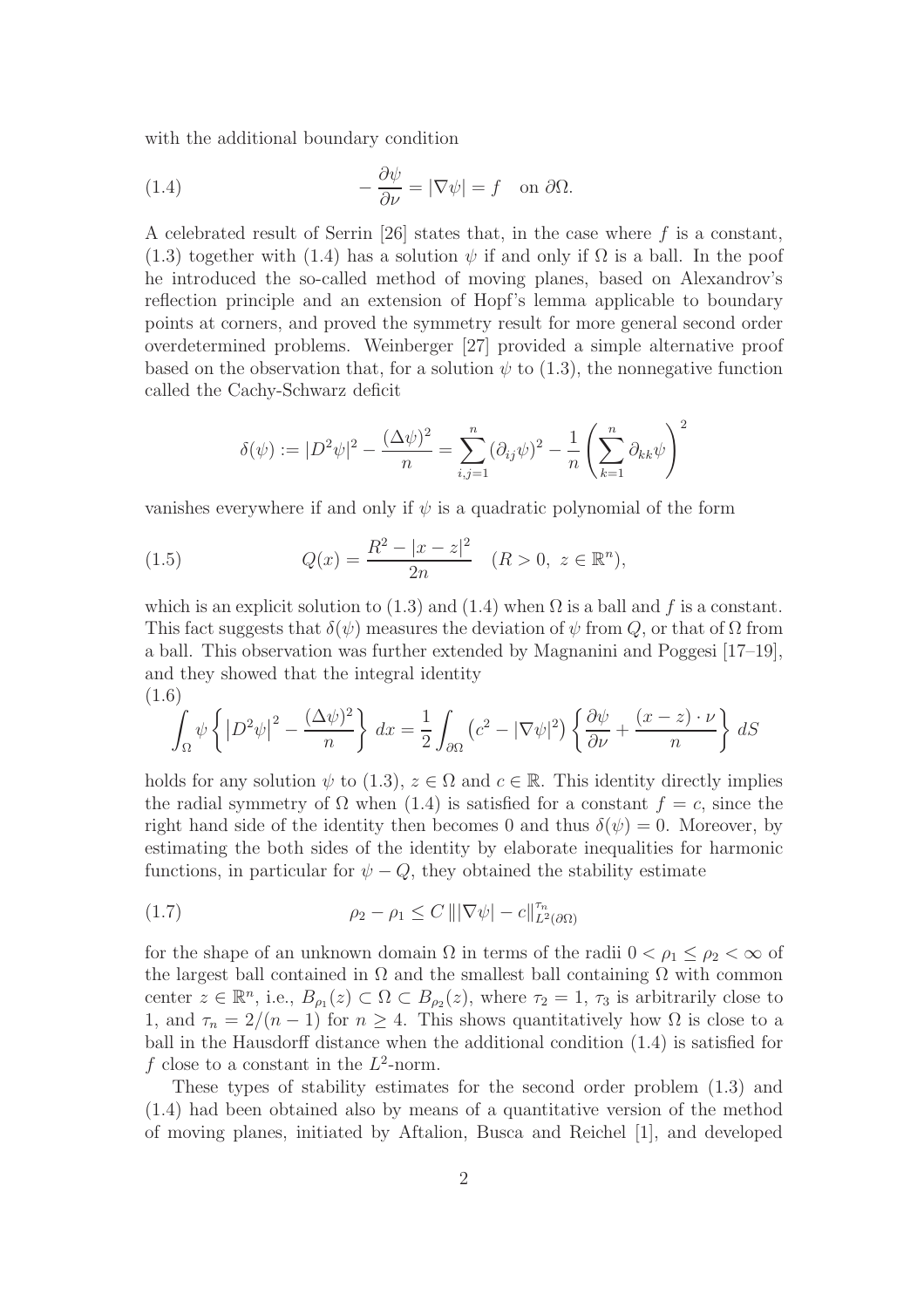with the additional boundary condition

$$-\frac{\partial \psi}{\partial \nu} = |\nabla \psi| = f \quad \text{on } \partial\Omega. \tag{1.4}$$

A celebrated result of Serrin [26] states that, in the case where $f$ is a constant, (1.3) together with (1.4) has a solution $\psi$ if and only if $\Omega$ is a ball. In the poof he introduced the so-called method of moving planes, based on Alexandrov's reflection principle and an extension of Hopf's lemma applicable to boundary points at corners, and proved the symmetry result for more general second order overdetermined problems. Weinberger [27] provided a simple alternative proof based on the observation that, for a solution $\psi$ to (1.3), the nonnegative function called the Cachy-Schwarz deficit

$$\delta(\psi) := |D^2\psi|^2 - \frac{(\Delta\psi)^2}{n} = \sum_{i,j=1}^{n} (\partial_{ij}\psi)^2 - \frac{1}{n}\left(\sum_{k=1}^{n} \partial_{kk}\psi\right)^2$$

vanishes everywhere if and only if $\psi$ is a quadratic polynomial of the form

$$Q(x) = \frac{R^2 - |x-z|^2}{2n} \quad (R > 0,\ z \in \mathbb{R}^n), \tag{1.5}$$

which is an explicit solution to (1.3) and (1.4) when $\Omega$ is a ball and $f$ is a constant. This fact suggests that $\delta(\psi)$ measures the deviation of $\psi$ from $Q$, or that of $\Omega$ from a ball. This observation was further extended by Magnanini and Poggesi [17–19], and they showed that the integral identity

$$\int_\Omega \psi \left\{ \left|D^2\psi\right|^2 - \frac{(\Delta\psi)^2}{n} \right\} dx = \frac{1}{2}\int_{\partial\Omega} \left(c^2 - |\nabla\psi|^2\right) \left\{ \frac{\partial\psi}{\partial\nu} + \frac{(x-z)\cdot\nu}{n} \right\} dS \tag{1.6}$$

holds for any solution $\psi$ to (1.3), $z \in \Omega$ and $c \in \mathbb{R}$. This identity directly implies the radial symmetry of $\Omega$ when (1.4) is satisfied for a constant $f = c$, since the right hand side of the identity then becomes 0 and thus $\delta(\psi) = 0$. Moreover, by estimating the both sides of the identity by elaborate inequalities for harmonic functions, in particular for $\psi - Q$, they obtained the stability estimate

$$\rho_2 - \rho_1 \leq C \left\| |\nabla\psi| - c \right\|_{L^2(\partial\Omega)}^{\tau_n} \tag{1.7}$$

for the shape of an unknown domain $\Omega$ in terms of the radii $0 < \rho_1 \leq \rho_2 < \infty$ of the largest ball contained in $\Omega$ and the smallest ball containing $\Omega$ with common center $z \in \mathbb{R}^n$, i.e., $B_{\rho_1}(z) \subset \Omega \subset B_{\rho_2}(z)$, where $\tau_2 = 1$, $\tau_3$ is arbitrarily close to 1, and $\tau_n = 2/(n-1)$ for $n \geq 4$. This shows quantitatively how $\Omega$ is close to a ball in the Hausdorff distance when the additional condition (1.4) is satisfied for $f$ close to a constant in the $L^2$-norm.

These types of stability estimates for the second order problem (1.3) and (1.4) had been obtained also by means of a quantitative version of the method of moving planes, initiated by Aftalion, Busca and Reichel [1], and developed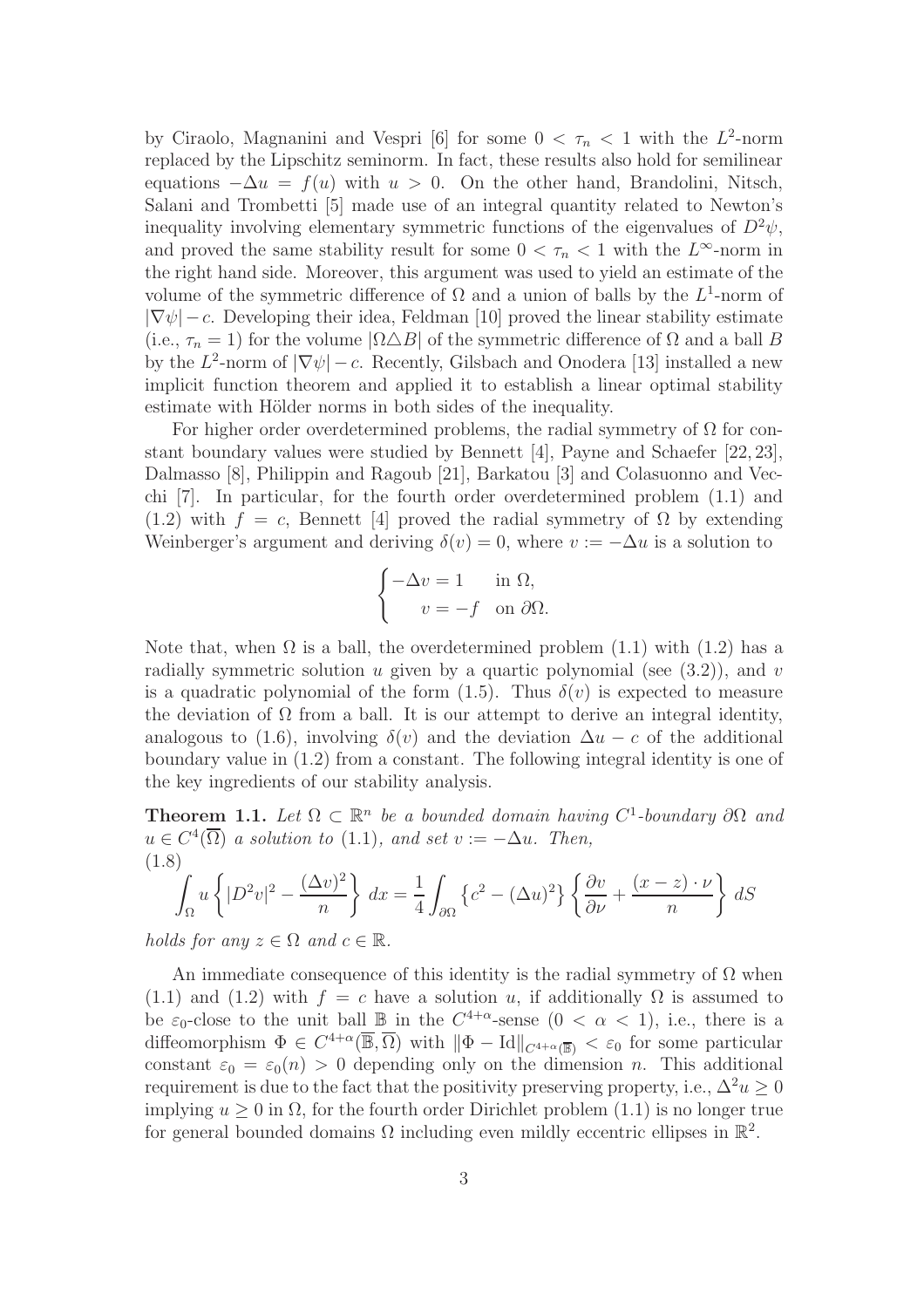by Ciraolo, Magnanini and Vespri [6] for some $0 < \tau_n < 1$ with the $L^2$-norm replaced by the Lipschitz seminorm. In fact, these results also hold for semilinear equations $-\Delta u = f(u)$ with $u > 0$. On the other hand, Brandolini, Nitsch, Salani and Trombetti [5] made use of an integral quantity related to Newton's inequality involving elementary symmetric functions of the eigenvalues of $D^2\psi$, and proved the same stability result for some $0 < \tau_n < 1$ with the $L^\infty$-norm in the right hand side. Moreover, this argument was used to yield an estimate of the volume of the symmetric difference of $\Omega$ and a union of balls by the $L^1$-norm of $|\nabla\psi| - c$. Developing their idea, Feldman [10] proved the linear stability estimate (i.e., $\tau_n = 1$) for the volume $|\Omega \triangle B|$ of the symmetric difference of $\Omega$ and a ball $B$ by the $L^2$-norm of $|\nabla\psi| - c$. Recently, Gilsbach and Onodera [13] installed a new implicit function theorem and applied it to establish a linear optimal stability estimate with Hölder norms in both sides of the inequality.

For higher order overdetermined problems, the radial symmetry of $\Omega$ for constant boundary values were studied by Bennett [4], Payne and Schaefer [22, 23], Dalmasso [8], Philippin and Ragoub [21], Barkatou [3] and Colasuonno and Vecchi [7]. In particular, for the fourth order overdetermined problem (1.1) and (1.2) with $f = c$, Bennett [4] proved the radial symmetry of $\Omega$ by extending Weinberger's argument and deriving $\delta(v) = 0$, where $v := -\Delta u$ is a solution to

$$
\begin{cases} -\Delta v = 1 & \text{in } \Omega, \\ \quad\; v = -f & \text{on } \partial\Omega. \end{cases}
$$

Note that, when $\Omega$ is a ball, the overdetermined problem (1.1) with (1.2) has a radially symmetric solution $u$ given by a quartic polynomial (see (3.2)), and $v$ is a quadratic polynomial of the form (1.5). Thus $\delta(v)$ is expected to measure the deviation of $\Omega$ from a ball. It is our attempt to derive an integral identity, analogous to (1.6), involving $\delta(v)$ and the deviation $\Delta u - c$ of the additional boundary value in (1.2) from a constant. The following integral identity is one of the key ingredients of our stability analysis.

**Theorem 1.1.** *Let $\Omega \subset \mathbb{R}^n$ be a bounded domain having $C^1$-boundary $\partial\Omega$ and $u \in C^4(\overline{\Omega})$ a solution to* (1.1)*, and set $v := -\Delta u$. Then,*

$$
\int_\Omega u \left\{ |D^2 v|^2 - \frac{(\Delta v)^2}{n} \right\} dx = \frac{1}{4} \int_{\partial\Omega} \left\{ c^2 - (\Delta u)^2 \right\} \left\{ \frac{\partial v}{\partial \nu} + \frac{(x-z)\cdot\nu}{n} \right\} dS \tag{1.8}
$$

*holds for any $z \in \Omega$ and $c \in \mathbb{R}$.*

An immediate consequence of this identity is the radial symmetry of $\Omega$ when (1.1) and (1.2) with $f = c$ have a solution $u$, if additionally $\Omega$ is assumed to be $\varepsilon_0$-close to the unit ball $\mathbb{B}$ in the $C^{4+\alpha}$-sense ($0 < \alpha < 1$), i.e., there is a diffeomorphism $\Phi \in C^{4+\alpha}(\overline{\mathbb{B}}, \overline{\Omega})$ with $\|\Phi - \mathrm{Id}\|_{C^{4+\alpha}(\overline{\mathbb{B}})} < \varepsilon_0$ for some particular constant $\varepsilon_0 = \varepsilon_0(n) > 0$ depending only on the dimension $n$. This additional requirement is due to the fact that the positivity preserving property, i.e., $\Delta^2 u \geq 0$ implying $u \geq 0$ in $\Omega$, for the fourth order Dirichlet problem (1.1) is no longer true for general bounded domains $\Omega$ including even mildly eccentric ellipses in $\mathbb{R}^2$.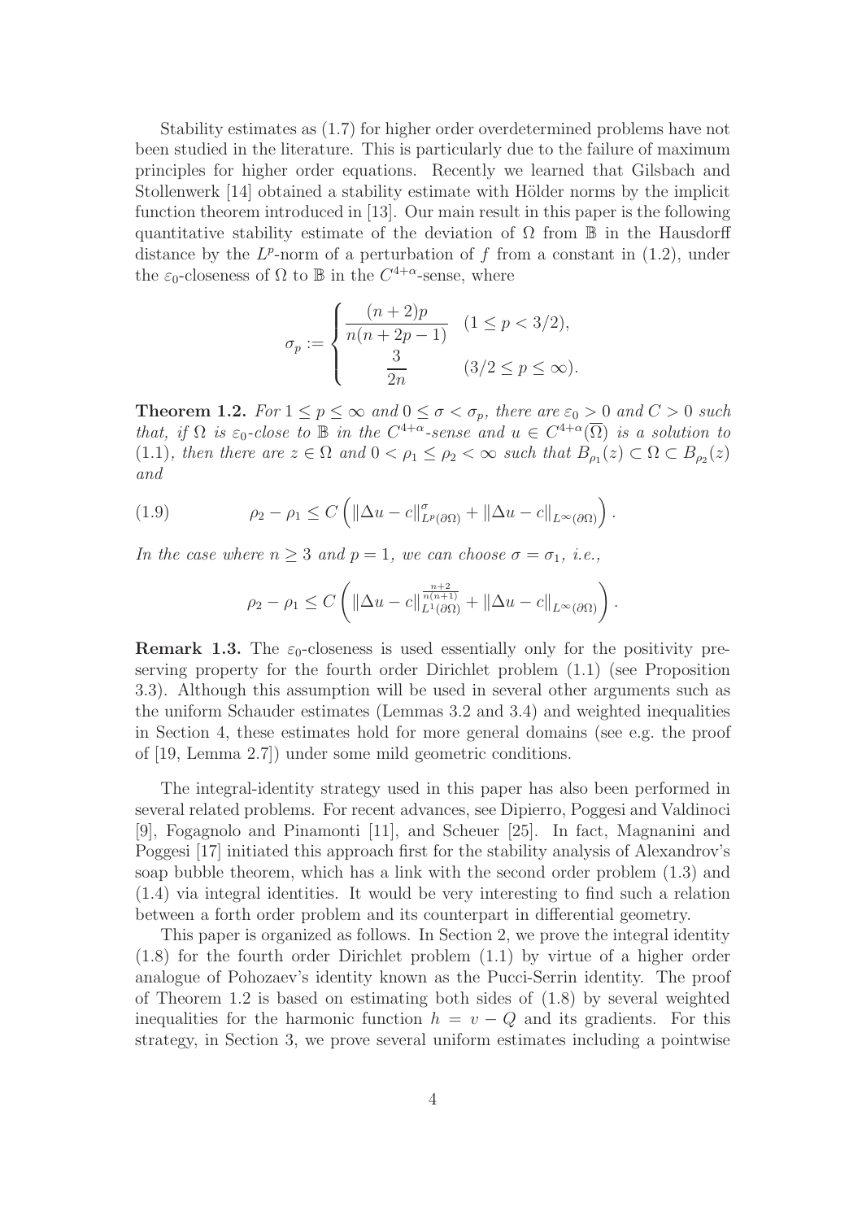Stability estimates as (1.7) for higher order overdetermined problems have not been studied in the literature. This is particularly due to the failure of maximum principles for higher order equations. Recently we learned that Gilsbach and Stollenwerk [14] obtained a stability estimate with Hölder norms by the implicit function theorem introduced in [13]. Our main result in this paper is the following quantitative stability estimate of the deviation of $\Omega$ from $\mathbb{B}$ in the Hausdorff distance by the $L^p$-norm of a perturbation of $f$ from a constant in (1.2), under the $\varepsilon_0$-closeness of $\Omega$ to $\mathbb{B}$ in the $C^{4+\alpha}$-sense, where

$$\sigma_p := \begin{cases} \dfrac{(n+2)p}{n(n+2p-1)} & (1 \le p < 3/2), \\ \dfrac{3}{2n} & (3/2 \le p \le \infty). \end{cases}$$

**Theorem 1.2.** *For $1 \le p \le \infty$ and $0 \le \sigma < \sigma_p$, there are $\varepsilon_0 > 0$ and $C > 0$ such that, if $\Omega$ is $\varepsilon_0$-close to $\mathbb{B}$ in the $C^{4+\alpha}$-sense and $u \in C^{4+\alpha}(\overline{\Omega})$ is a solution to (1.1), then there are $z \in \Omega$ and $0 < \rho_1 \le \rho_2 < \infty$ such that $B_{\rho_1}(z) \subset \Omega \subset B_{\rho_2}(z)$ and*

$$\rho_2 - \rho_1 \le C \left( \|\Delta u - c\|_{L^p(\partial\Omega)}^{\sigma} + \|\Delta u - c\|_{L^\infty(\partial\Omega)} \right). \tag{1.9}$$

*In the case where $n \ge 3$ and $p = 1$, we can choose $\sigma = \sigma_1$, i.e.,*

$$\rho_2 - \rho_1 \le C \left( \|\Delta u - c\|_{L^1(\partial\Omega)}^{\frac{n+2}{n(n+1)}} + \|\Delta u - c\|_{L^\infty(\partial\Omega)} \right).$$

**Remark 1.3.** The $\varepsilon_0$-closeness is used essentially only for the positivity preserving property for the fourth order Dirichlet problem (1.1) (see Proposition 3.3). Although this assumption will be used in several other arguments such as the uniform Schauder estimates (Lemmas 3.2 and 3.4) and weighted inequalities in Section 4, these estimates hold for more general domains (see e.g. the proof of [19, Lemma 2.7]) under some mild geometric conditions.

The integral-identity strategy used in this paper has also been performed in several related problems. For recent advances, see Dipierro, Poggesi and Valdinoci [9], Fogagnolo and Pinamonti [11], and Scheuer [25]. In fact, Magnanini and Poggesi [17] initiated this approach first for the stability analysis of Alexandrov's soap bubble theorem, which has a link with the second order problem (1.3) and (1.4) via integral identities. It would be very interesting to find such a relation between a forth order problem and its counterpart in differential geometry.

This paper is organized as follows. In Section 2, we prove the integral identity (1.8) for the fourth order Dirichlet problem (1.1) by virtue of a higher order analogue of Pohozaev's identity known as the Pucci-Serrin identity. The proof of Theorem 1.2 is based on estimating both sides of (1.8) by several weighted inequalities for the harmonic function $h = v - Q$ and its gradients. For this strategy, in Section 3, we prove several uniform estimates including a pointwise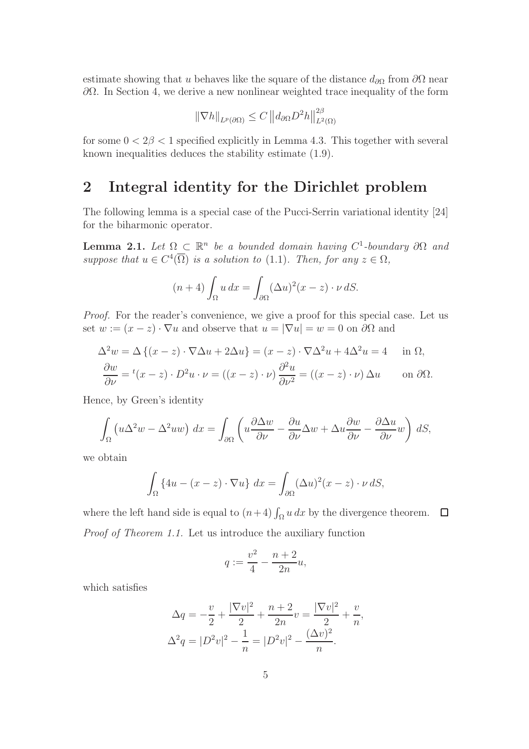estimate showing that $u$ behaves like the square of the distance $d_{\partial\Omega}$ from $\partial\Omega$ near $\partial\Omega$. In Section 4, we derive a new nonlinear weighted trace inequality of the form

$$\|\nabla h\|_{L^p(\partial\Omega)} \leq C \left\| d_{\partial\Omega} D^2 h \right\|_{L^2(\Omega)}^{2\beta}$$

for some $0 < 2\beta < 1$ specified explicitly in Lemma 4.3. This together with several known inequalities deduces the stability estimate (1.9).

## 2 Integral identity for the Dirichlet problem

The following lemma is a special case of the Pucci-Serrin variational identity [24] for the biharmonic operator.

**Lemma 2.1.** *Let $\Omega \subset \mathbb{R}^n$ be a bounded domain having $C^1$-boundary $\partial\Omega$ and suppose that $u \in C^4(\overline{\Omega})$ is a solution to (1.1). Then, for any $z \in \Omega$,*

$$(n+4)\int_\Omega u\, dx = \int_{\partial\Omega} (\Delta u)^2 (x-z)\cdot \nu \, dS.$$

*Proof.* For the reader's convenience, we give a proof for this special case. Let us set $w := (x-z)\cdot\nabla u$ and observe that $u = |\nabla u| = w = 0$ on $\partial\Omega$ and

$$\Delta^2 w = \Delta\left\{(x-z)\cdot\nabla\Delta u + 2\Delta u\right\} = (x-z)\cdot\nabla\Delta^2 u + 4\Delta^2 u = 4 \qquad \text{in } \Omega,$$

$$\frac{\partial w}{\partial\nu} = {}^t(x-z)\cdot D^2 u\cdot\nu = ((x-z)\cdot\nu)\,\frac{\partial^2 u}{\partial\nu^2} = ((x-z)\cdot\nu)\,\Delta u \qquad \text{on } \partial\Omega.$$

Hence, by Green's identity

$$\int_\Omega \left(u\Delta^2 w - \Delta^2 u w\right)\, dx = \int_{\partial\Omega}\left(u\frac{\partial\Delta w}{\partial\nu} - \frac{\partial u}{\partial\nu}\Delta w + \Delta u\frac{\partial w}{\partial\nu} - \frac{\partial\Delta u}{\partial\nu} w\right) dS,$$

we obtain

$$\int_\Omega \left\{4u - (x-z)\cdot\nabla u\right\}\, dx = \int_{\partial\Omega}(\Delta u)^2 (x-z)\cdot\nu\, dS,$$

where the left hand side is equal to $(n+4)\int_\Omega u\, dx$ by the divergence theorem. $\square$

*Proof of Theorem 1.1.* Let us introduce the auxiliary function

$$q := \frac{v^2}{4} - \frac{n+2}{2n}u,$$

which satisfies

$$\Delta q = -\frac{v}{2} + \frac{|\nabla v|^2}{2} + \frac{n+2}{2n}v = \frac{|\nabla v|^2}{2} + \frac{v}{n},$$

$$\Delta^2 q = |D^2 v|^2 - \frac{1}{n} = |D^2 v|^2 - \frac{(\Delta v)^2}{n}.$$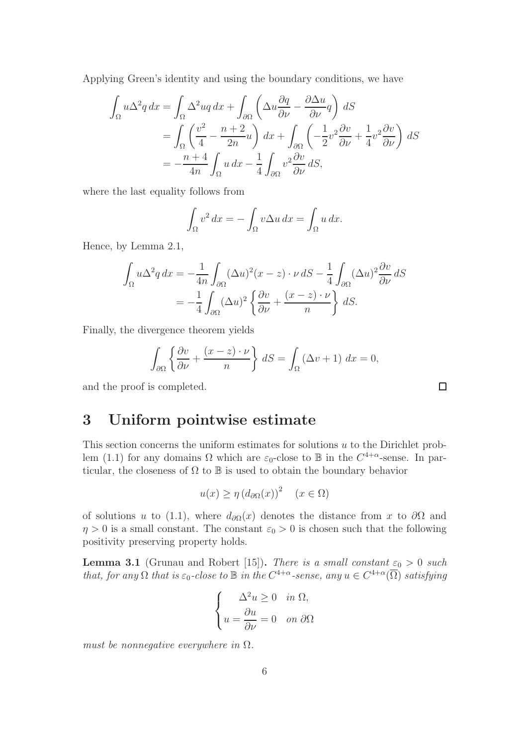Applying Green's identity and using the boundary conditions, we have

$$
\begin{aligned}
\int_\Omega u\Delta^2 q\,dx &= \int_\Omega \Delta^2 u q\,dx + \int_{\partial\Omega}\left(\Delta u \frac{\partial q}{\partial \nu} - \frac{\partial \Delta u}{\partial \nu} q\right)\,dS \\
&= \int_\Omega \left(\frac{v^2}{4} - \frac{n+2}{2n}u\right)\,dx + \int_{\partial\Omega}\left(-\frac{1}{2}v^2\frac{\partial v}{\partial \nu} + \frac{1}{4}v^2\frac{\partial v}{\partial \nu}\right)\,dS \\
&= -\frac{n+4}{4n}\int_\Omega u\,dx - \frac{1}{4}\int_{\partial\Omega} v^2 \frac{\partial v}{\partial \nu}\,dS,
\end{aligned}
$$

where the last equality follows from

$$
\int_\Omega v^2\,dx = -\int_\Omega v\Delta u\,dx = \int_\Omega u\,dx.
$$

Hence, by Lemma 2.1,

$$
\begin{aligned}
\int_\Omega u\Delta^2 q\,dx &= -\frac{1}{4n}\int_{\partial\Omega}(\Delta u)^2 (x-z)\cdot\nu\,dS - \frac{1}{4}\int_{\partial\Omega}(\Delta u)^2\frac{\partial v}{\partial \nu}\,dS \\
&= -\frac{1}{4}\int_{\partial\Omega}(\Delta u)^2\left\{\frac{\partial v}{\partial \nu} + \frac{(x-z)\cdot\nu}{n}\right\}\,dS.
\end{aligned}
$$

Finally, the divergence theorem yields

$$
\int_{\partial\Omega}\left\{\frac{\partial v}{\partial \nu} + \frac{(x-z)\cdot\nu}{n}\right\}\,dS = \int_\Omega (\Delta v + 1)\,dx = 0,
$$

and the proof is completed. ∎

# 3 Uniform pointwise estimate

This section concerns the uniform estimates for solutions $u$ to the Dirichlet problem (1.1) for any domains $\Omega$ which are $\varepsilon_0$-close to $\mathbb{B}$ in the $C^{4+\alpha}$-sense. In particular, the closeness of $\Omega$ to $\mathbb{B}$ is used to obtain the boundary behavior

$$
u(x) \geq \eta\,(d_{\partial\Omega}(x))^2 \quad (x \in \Omega)
$$

of solutions $u$ to (1.1), where $d_{\partial\Omega}(x)$ denotes the distance from $x$ to $\partial\Omega$ and $\eta > 0$ is a small constant. The constant $\varepsilon_0 > 0$ is chosen such that the following positivity preserving property holds.

**Lemma 3.1** (Grunau and Robert [15]). *There is a small constant $\varepsilon_0 > 0$ such that, for any $\Omega$ that is $\varepsilon_0$-close to $\mathbb{B}$ in the $C^{4+\alpha}$-sense, any $u \in C^{4+\alpha}(\overline{\Omega})$ satisfying*

$$
\begin{cases}
\Delta^2 u \geq 0 & \text{in } \Omega, \\
u = \dfrac{\partial u}{\partial \nu} = 0 & \text{on } \partial\Omega
\end{cases}
$$

*must be nonnegative everywhere in $\Omega$.*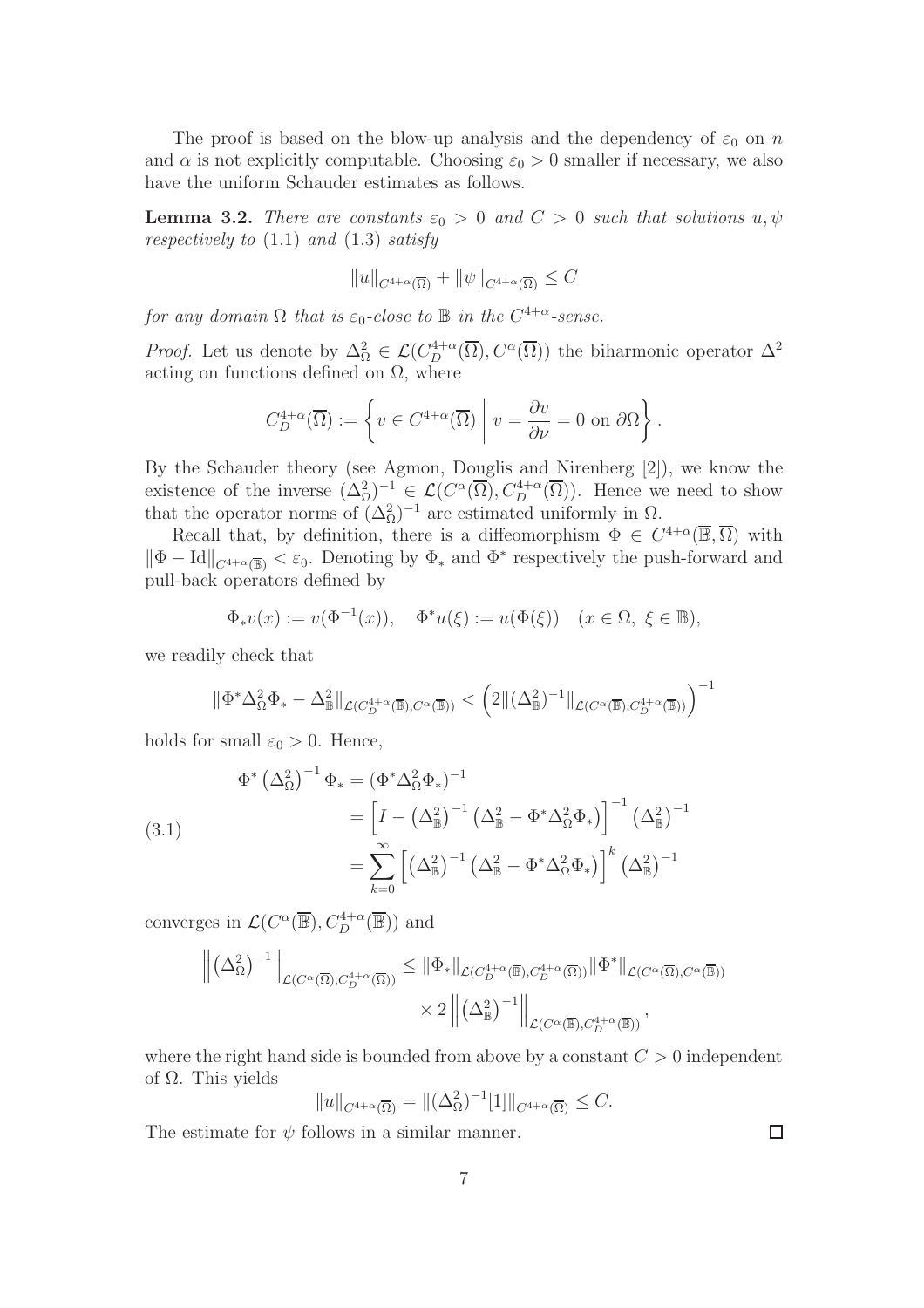The proof is based on the blow-up analysis and the dependency of $\varepsilon_0$ on $n$ and $\alpha$ is not explicitly computable. Choosing $\varepsilon_0 > 0$ smaller if necessary, we also have the uniform Schauder estimates as follows.

**Lemma 3.2.** *There are constants $\varepsilon_0 > 0$ and $C > 0$ such that solutions $u, \psi$ respectively to* (1.1) *and* (1.3) *satisfy*

$$\|u\|_{C^{4+\alpha}(\overline{\Omega})} + \|\psi\|_{C^{4+\alpha}(\overline{\Omega})} \le C$$

*for any domain $\Omega$ that is $\varepsilon_0$-close to $\mathbb{B}$ in the $C^{4+\alpha}$-sense.*

*Proof.* Let us denote by $\Delta_\Omega^2 \in \mathcal{L}(C_D^{4+\alpha}(\overline{\Omega}), C^\alpha(\overline{\Omega}))$ the biharmonic operator $\Delta^2$ acting on functions defined on $\Omega$, where

$$C_D^{4+\alpha}(\overline{\Omega}) := \left\{ v \in C^{4+\alpha}(\overline{\Omega}) \;\middle|\; v = \frac{\partial v}{\partial \nu} = 0 \text{ on } \partial\Omega \right\}.$$

By the Schauder theory (see Agmon, Douglis and Nirenberg [2]), we know the existence of the inverse $(\Delta_\Omega^2)^{-1} \in \mathcal{L}(C^\alpha(\overline{\Omega}), C_D^{4+\alpha}(\overline{\Omega}))$. Hence we need to show that the operator norms of $(\Delta_\Omega^2)^{-1}$ are estimated uniformly in $\Omega$.

Recall that, by definition, there is a diffeomorphism $\Phi \in C^{4+\alpha}(\overline{\mathbb{B}}, \overline{\Omega})$ with $\|\Phi - \mathrm{Id}\|_{C^{4+\alpha}(\overline{\mathbb{B}})} < \varepsilon_0$. Denoting by $\Phi_*$ and $\Phi^*$ respectively the push-forward and pull-back operators defined by

$$\Phi_* v(x) := v(\Phi^{-1}(x)), \quad \Phi^* u(\xi) := u(\Phi(\xi)) \quad (x \in \Omega,\ \xi \in \mathbb{B}),$$

we readily check that

$$\|\Phi^* \Delta_\Omega^2 \Phi_* - \Delta_{\mathbb{B}}^2\|_{\mathcal{L}(C_D^{4+\alpha}(\overline{\mathbb{B}}), C^\alpha(\overline{\mathbb{B}}))} < \left( 2 \|(\Delta_{\mathbb{B}}^2)^{-1}\|_{\mathcal{L}(C^\alpha(\overline{\mathbb{B}}), C_D^{4+\alpha}(\overline{\mathbb{B}}))} \right)^{-1}$$

holds for small $\varepsilon_0 > 0$. Hence,

$$\tag{3.1} \begin{aligned} \Phi^* \left(\Delta_\Omega^2\right)^{-1} \Phi_* &= (\Phi^* \Delta_\Omega^2 \Phi_*)^{-1} \\ &= \left[ I - \left(\Delta_{\mathbb{B}}^2\right)^{-1} \left( \Delta_{\mathbb{B}}^2 - \Phi^* \Delta_\Omega^2 \Phi_* \right) \right]^{-1} \left(\Delta_{\mathbb{B}}^2\right)^{-1} \\ &= \sum_{k=0}^{\infty} \left[ \left(\Delta_{\mathbb{B}}^2\right)^{-1} \left( \Delta_{\mathbb{B}}^2 - \Phi^* \Delta_\Omega^2 \Phi_* \right) \right]^k \left(\Delta_{\mathbb{B}}^2\right)^{-1} \end{aligned}$$

converges in $\mathcal{L}(C^\alpha(\overline{\mathbb{B}}), C_D^{4+\alpha}(\overline{\mathbb{B}}))$ and

$$\begin{aligned} \left\| \left(\Delta_\Omega^2\right)^{-1} \right\|_{\mathcal{L}(C^\alpha(\overline{\Omega}), C_D^{4+\alpha}(\overline{\Omega}))} \le\ & \|\Phi_*\|_{\mathcal{L}(C_D^{4+\alpha}(\overline{\mathbb{B}}), C_D^{4+\alpha}(\overline{\Omega}))} \|\Phi^*\|_{\mathcal{L}(C^\alpha(\overline{\Omega}), C^\alpha(\overline{\mathbb{B}}))} \\ & \times 2 \left\| \left(\Delta_{\mathbb{B}}^2\right)^{-1} \right\|_{\mathcal{L}(C^\alpha(\overline{\mathbb{B}}), C_D^{4+\alpha}(\overline{\mathbb{B}}))}, \end{aligned}$$

where the right hand side is bounded from above by a constant $C > 0$ independent of $\Omega$. This yields

$$\|u\|_{C^{4+\alpha}(\overline{\Omega})} = \|(\Delta_\Omega^2)^{-1}[1]\|_{C^{4+\alpha}(\overline{\Omega})} \le C.$$

The estimate for $\psi$ follows in a similar manner. $\square$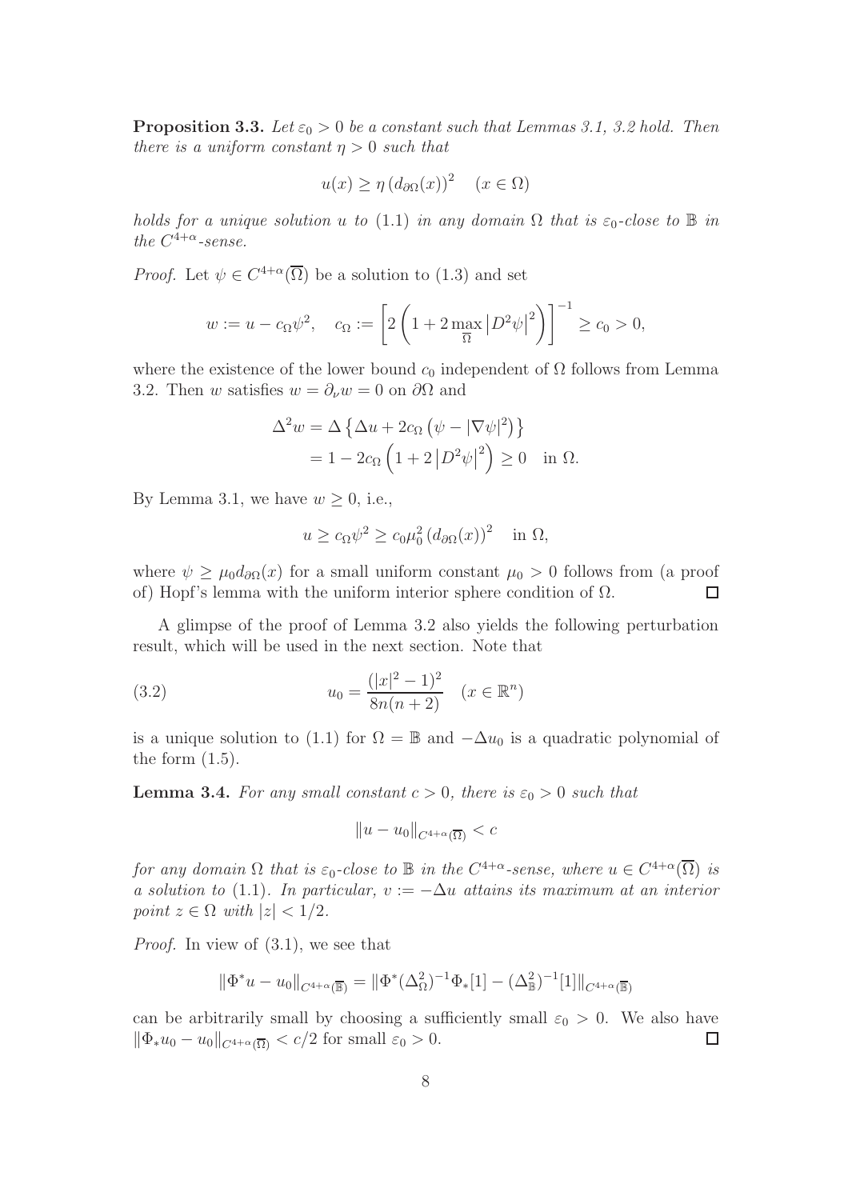**Proposition 3.3.** *Let $\varepsilon_0 > 0$ be a constant such that Lemmas 3.1, 3.2 hold. Then there is a uniform constant $\eta > 0$ such that*

$$u(x) \geq \eta \left(d_{\partial\Omega}(x)\right)^2 \quad (x \in \Omega)$$

*holds for a unique solution $u$ to* (1.1) *in any domain $\Omega$ that is $\varepsilon_0$-close to $\mathbb{B}$ in the $C^{4+\alpha}$-sense.*

*Proof.* Let $\psi \in C^{4+\alpha}(\overline{\Omega})$ be a solution to (1.3) and set

$$w := u - c_\Omega \psi^2, \quad c_\Omega := \left[ 2\left(1 + 2\max_{\overline{\Omega}} \left|D^2\psi\right|^2\right)\right]^{-1} \geq c_0 > 0,$$

where the existence of the lower bound $c_0$ independent of $\Omega$ follows from Lemma 3.2. Then $w$ satisfies $w = \partial_\nu w = 0$ on $\partial\Omega$ and

$$\begin{aligned}
\Delta^2 w &= \Delta \left\{ \Delta u + 2c_\Omega \left(\psi - |\nabla\psi|^2\right)\right\} \\
&= 1 - 2c_\Omega \left(1 + 2\left|D^2\psi\right|^2\right) \geq 0 \quad \text{in } \Omega.
\end{aligned}$$

By Lemma 3.1, we have $w \geq 0$, i.e.,

$$u \geq c_\Omega \psi^2 \geq c_0 \mu_0^2 \left(d_{\partial\Omega}(x)\right)^2 \quad \text{in } \Omega,$$

where $\psi \geq \mu_0 d_{\partial\Omega}(x)$ for a small uniform constant $\mu_0 > 0$ follows from (a proof of) Hopf's lemma with the uniform interior sphere condition of $\Omega$. $\square$

A glimpse of the proof of Lemma 3.2 also yields the following perturbation result, which will be used in the next section. Note that

$$u_0 = \frac{(|x|^2 - 1)^2}{8n(n+2)} \quad (x \in \mathbb{R}^n) \tag{3.2}$$

is a unique solution to (1.1) for $\Omega = \mathbb{B}$ and $-\Delta u_0$ is a quadratic polynomial of the form (1.5).

**Lemma 3.4.** *For any small constant $c > 0$, there is $\varepsilon_0 > 0$ such that*

$$\|u - u_0\|_{C^{4+\alpha}(\overline{\Omega})} < c$$

*for any domain $\Omega$ that is $\varepsilon_0$-close to $\mathbb{B}$ in the $C^{4+\alpha}$-sense, where $u \in C^{4+\alpha}(\overline{\Omega})$ is a solution to* (1.1). *In particular, $v := -\Delta u$ attains its maximum at an interior point $z \in \Omega$ with $|z| < 1/2$.*

*Proof.* In view of (3.1), we see that

$$\|\Phi^* u - u_0\|_{C^{4+\alpha}(\overline{\mathbb{B}})} = \|\Phi^*(\Delta_\Omega^2)^{-1}\Phi_*[1] - (\Delta_{\mathbb{B}}^2)^{-1}[1]\|_{C^{4+\alpha}(\overline{\mathbb{B}})}$$

can be arbitrarily small by choosing a sufficiently small $\varepsilon_0 > 0$. We also have $\|\Phi_* u_0 - u_0\|_{C^{4+\alpha}(\overline{\Omega})} < c/2$ for small $\varepsilon_0 > 0$. $\square$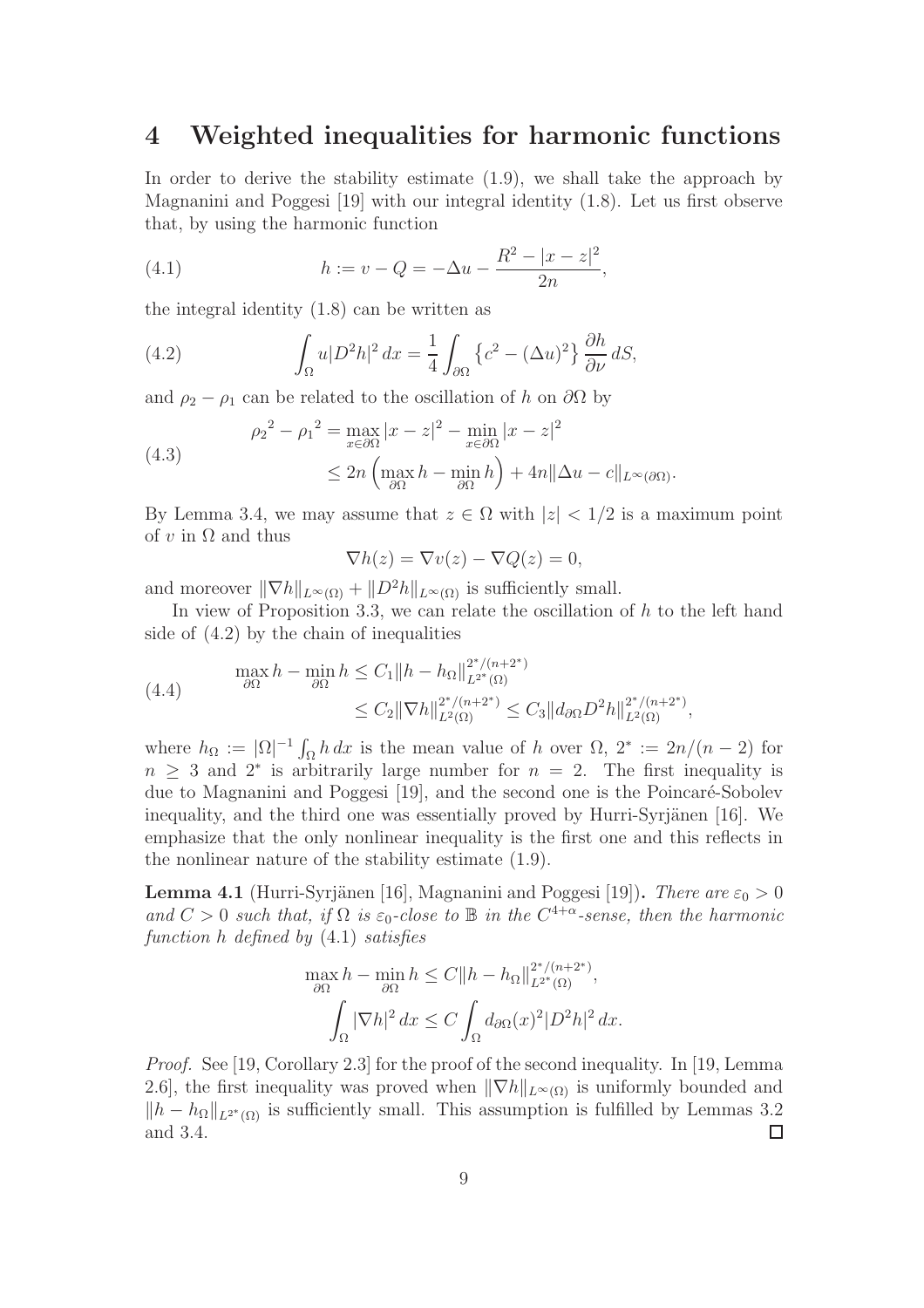# 4 Weighted inequalities for harmonic functions

In order to derive the stability estimate (1.9), we shall take the approach by Magnanini and Poggesi [19] with our integral identity (1.8). Let us first observe that, by using the harmonic function

$$h := v - Q = -\Delta u - \frac{R^2 - |x-z|^2}{2n}, \tag{4.1}$$

the integral identity (1.8) can be written as

$$\int_\Omega u|D^2 h|^2\,dx = \frac{1}{4}\int_{\partial\Omega}\left\{c^2 - (\Delta u)^2\right\}\frac{\partial h}{\partial \nu}\,dS, \tag{4.2}$$

and $\rho_2 - \rho_1$ can be related to the oscillation of $h$ on $\partial\Omega$ by

$$\begin{aligned} {\rho_2}^2 - {\rho_1}^2 &= \max_{x\in\partial\Omega}|x-z|^2 - \min_{x\in\partial\Omega}|x-z|^2 \\ &\le 2n\left(\max_{\partial\Omega} h - \min_{\partial\Omega} h\right) + 4n\|\Delta u - c\|_{L^\infty(\partial\Omega)}. \end{aligned} \tag{4.3}$$

By Lemma 3.4, we may assume that $z \in \Omega$ with $|z| < 1/2$ is a maximum point of $v$ in $\Omega$ and thus

$$\nabla h(z) = \nabla v(z) - \nabla Q(z) = 0,$$

and moreover $\|\nabla h\|_{L^\infty(\Omega)} + \|D^2 h\|_{L^\infty(\Omega)}$ is sufficiently small.

In view of Proposition 3.3, we can relate the oscillation of $h$ to the left hand side of (4.2) by the chain of inequalities

$$\begin{aligned} \max_{\partial\Omega} h - \min_{\partial\Omega} h &\le C_1\|h - h_\Omega\|_{L^{2^*}(\Omega)}^{2^*/(n+2^*)} \\ &\le C_2\|\nabla h\|_{L^2(\Omega)}^{2^*/(n+2^*)} \le C_3\|d_{\partial\Omega}D^2 h\|_{L^2(\Omega)}^{2^*/(n+2^*)}, \end{aligned} \tag{4.4}$$

where $h_\Omega := |\Omega|^{-1}\int_\Omega h\,dx$ is the mean value of $h$ over $\Omega$, $2^* := 2n/(n-2)$ for $n \ge 3$ and $2^*$ is arbitrarily large number for $n = 2$. The first inequality is due to Magnanini and Poggesi [19], and the second one is the Poincaré-Sobolev inequality, and the third one was essentially proved by Hurri-Syrjänen [16]. We emphasize that the only nonlinear inequality is the first one and this reflects in the nonlinear nature of the stability estimate (1.9).

**Lemma 4.1** (Hurri-Syrjänen [16], Magnanini and Poggesi [19])**.** *There are $\varepsilon_0 > 0$ and $C > 0$ such that, if $\Omega$ is $\varepsilon_0$-close to $\mathbb{B}$ in the $C^{4+\alpha}$-sense, then the harmonic function $h$ defined by* (4.1) *satisfies*

$$\max_{\partial\Omega} h - \min_{\partial\Omega} h \le C\|h - h_\Omega\|_{L^{2^*}(\Omega)}^{2^*/(n+2^*)},$$

$$\int_\Omega |\nabla h|^2\,dx \le C\int_\Omega d_{\partial\Omega}(x)^2|D^2 h|^2\,dx.$$

*Proof.* See [19, Corollary 2.3] for the proof of the second inequality. In [19, Lemma 2.6], the first inequality was proved when $\|\nabla h\|_{L^\infty(\Omega)}$ is uniformly bounded and $\|h - h_\Omega\|_{L^{2^*}(\Omega)}$ is sufficiently small. This assumption is fulfilled by Lemmas 3.2 and 3.4. ◻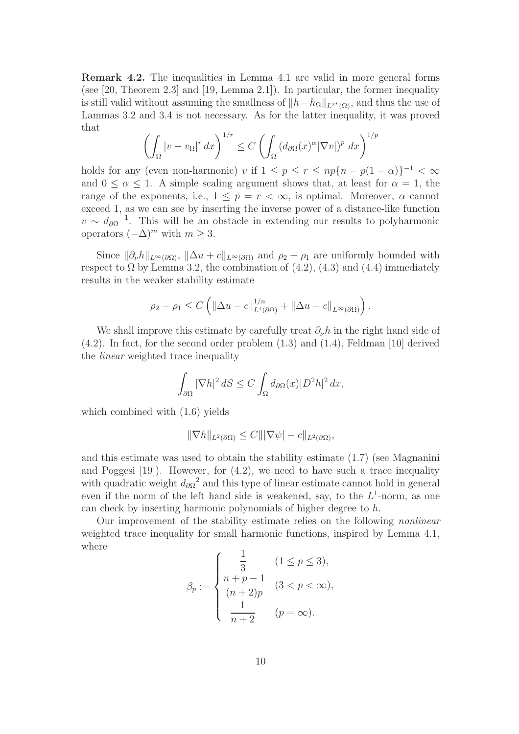**Remark 4.2.** The inequalities in Lemma 4.1 are valid in more general forms (see [20, Theorem 2.3] and [19, Lemma 2.1]). In particular, the former inequality is still valid without assuming the smallness of $\|h - h_\Omega\|_{L^{2^*}(\Omega)}$, and thus the use of Lammas 3.2 and 3.4 is not necessary. As for the latter inequality, it was proved that

$$\left( \int_\Omega |v - v_\Omega|^r \, dx \right)^{1/r} \le C \left( \int_\Omega (d_{\partial\Omega}(x)^\alpha |\nabla v|)^p \, dx \right)^{1/p}$$

holds for any (even non-harmonic) $v$ if $1 \le p \le r \le np\{n - p(1-\alpha)\}^{-1} < \infty$ and $0 \le \alpha \le 1$. A simple scaling argument shows that, at least for $\alpha = 1$, the range of the exponents, i.e., $1 \le p = r < \infty$, is optimal. Moreover, $\alpha$ cannot exceed 1, as we can see by inserting the inverse power of a distance-like function $v \sim {d_{\partial\Omega}}^{-1}$. This will be an obstacle in extending our results to polyharmonic operators $(-\Delta)^m$ with $m \ge 3$.

Since $\|\partial_\nu h\|_{L^\infty(\partial\Omega)}$, $\|\Delta u + c\|_{L^\infty(\partial\Omega)}$ and $\rho_2 + \rho_1$ are uniformly bounded with respect to $\Omega$ by Lemma 3.2, the combination of (4.2), (4.3) and (4.4) immediately results in the weaker stability estimate

$$\rho_2 - \rho_1 \le C \left( \|\Delta u - c\|_{L^1(\partial\Omega)}^{1/n} + \|\Delta u - c\|_{L^\infty(\partial\Omega)} \right).$$

We shall improve this estimate by carefully treat $\partial_\nu h$ in the right hand side of (4.2). In fact, for the second order problem (1.3) and (1.4), Feldman [10] derived the *linear* weighted trace inequality

$$\int_{\partial\Omega} |\nabla h|^2 \, dS \le C \int_\Omega d_{\partial\Omega}(x) |D^2 h|^2 \, dx,$$

which combined with (1.6) yields

$$\|\nabla h\|_{L^2(\partial\Omega)} \le C \||\nabla\psi| - c\|_{L^2(\partial\Omega)},$$

and this estimate was used to obtain the stability estimate (1.7) (see Magnanini and Poggesi [19]). However, for (4.2), we need to have such a trace inequality with quadratic weight ${d_{\partial\Omega}}^2$ and this type of linear estimate cannot hold in general even if the norm of the left hand side is weakened, say, to the $L^1$-norm, as one can check by inserting harmonic polynomials of higher degree to $h$.

Our improvement of the stability estimate relies on the following *nonlinear* weighted trace inequality for small harmonic functions, inspired by Lemma 4.1, where

$$\beta_p := \begin{cases} \dfrac{1}{3} & (1 \le p \le 3), \\[2mm] \dfrac{n+p-1}{(n+2)p} & (3 < p < \infty), \\[2mm] \dfrac{1}{n+2} & (p = \infty). \end{cases}$$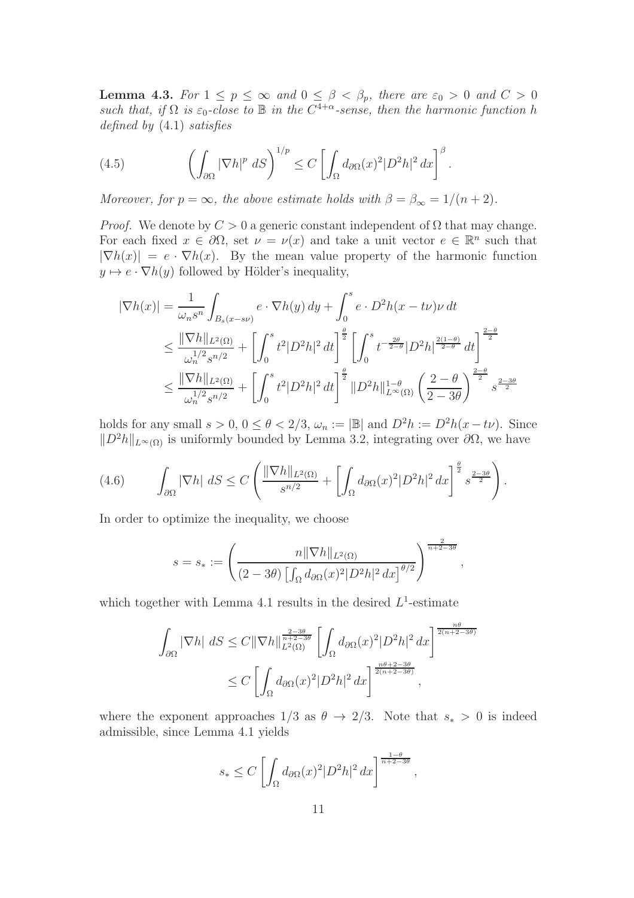**Lemma 4.3.** *For $1 \le p \le \infty$ and $0 \le \beta < \beta_p$, there are $\varepsilon_0 > 0$ and $C > 0$ such that, if $\Omega$ is $\varepsilon_0$-close to $\mathbb{B}$ in the $C^{4+\alpha}$-sense, then the harmonic function $h$ defined by* (4.1) *satisfies*

$$
\left( \int_{\partial\Omega} |\nabla h|^p \, dS \right)^{1/p} \le C \left[ \int_{\Omega} d_{\partial\Omega}(x)^2 |D^2 h|^2 \, dx \right]^{\beta}. \tag{4.5}
$$

*Moreover, for $p = \infty$, the above estimate holds with $\beta = \beta_\infty = 1/(n+2)$.*

*Proof.* We denote by $C > 0$ a generic constant independent of $\Omega$ that may change. For each fixed $x \in \partial\Omega$, set $\nu = \nu(x)$ and take a unit vector $e \in \mathbb{R}^n$ such that $|\nabla h(x)| = e \cdot \nabla h(x)$. By the mean value property of the harmonic function $y \mapsto e \cdot \nabla h(y)$ followed by Hölder's inequality,

$$
\begin{aligned}
|\nabla h(x)| &= \frac{1}{\omega_n s^n} \int_{B_s(x - s\nu)} e \cdot \nabla h(y) \, dy + \int_0^s e \cdot D^2 h(x - t\nu)\nu \, dt \\
&\le \frac{\|\nabla h\|_{L^2(\Omega)}}{\omega_n^{1/2} s^{n/2}} + \left[ \int_0^s t^2 |D^2 h|^2 \, dt \right]^{\frac{\theta}{2}} \left[ \int_0^s t^{-\frac{2\theta}{2-\theta}} |D^2 h|^{\frac{2(1-\theta)}{2-\theta}} \, dt \right]^{\frac{2-\theta}{2}} \\
&\le \frac{\|\nabla h\|_{L^2(\Omega)}}{\omega_n^{1/2} s^{n/2}} + \left[ \int_0^s t^2 |D^2 h|^2 \, dt \right]^{\frac{\theta}{2}} \|D^2 h\|_{L^\infty(\Omega)}^{1-\theta} \left( \frac{2-\theta}{2-3\theta} \right)^{\frac{2-\theta}{2}} s^{\frac{2-3\theta}{2}}
\end{aligned}
$$

holds for any small $s > 0$, $0 \le \theta < 2/3$, $\omega_n := |\mathbb{B}|$ and $D^2 h := D^2 h(x - t\nu)$. Since $\|D^2 h\|_{L^\infty(\Omega)}$ is uniformly bounded by Lemma 3.2, integrating over $\partial\Omega$, we have

$$
\int_{\partial\Omega} |\nabla h| \, dS \le C \left( \frac{\|\nabla h\|_{L^2(\Omega)}}{s^{n/2}} + \left[ \int_{\Omega} d_{\partial\Omega}(x)^2 |D^2 h|^2 \, dx \right]^{\frac{\theta}{2}} s^{\frac{2-3\theta}{2}} \right). \tag{4.6}
$$

In order to optimize the inequality, we choose

$$
s = s_* := \left( \frac{n \|\nabla h\|_{L^2(\Omega)}}{(2 - 3\theta) \left[ \int_{\Omega} d_{\partial\Omega}(x)^2 |D^2 h|^2 \, dx \right]^{\theta/2}} \right)^{\frac{2}{n+2-3\theta}},
$$

which together with Lemma 4.1 results in the desired $L^1$-estimate

$$
\begin{aligned}
\int_{\partial\Omega} |\nabla h| \, dS &\le C \|\nabla h\|_{L^2(\Omega)}^{\frac{2-3\theta}{n+2-3\theta}} \left[ \int_{\Omega} d_{\partial\Omega}(x)^2 |D^2 h|^2 \, dx \right]^{\frac{n\theta}{2(n+2-3\theta)}} \\
&\le C \left[ \int_{\Omega} d_{\partial\Omega}(x)^2 |D^2 h|^2 \, dx \right]^{\frac{n\theta + 2 - 3\theta}{2(n+2-3\theta)}},
\end{aligned}
$$

where the exponent approaches $1/3$ as $\theta \to 2/3$. Note that $s_* > 0$ is indeed admissible, since Lemma 4.1 yields

$$
s_* \le C \left[ \int_{\Omega} d_{\partial\Omega}(x)^2 |D^2 h|^2 \, dx \right]^{\frac{1-\theta}{n+2-3\theta}},
$$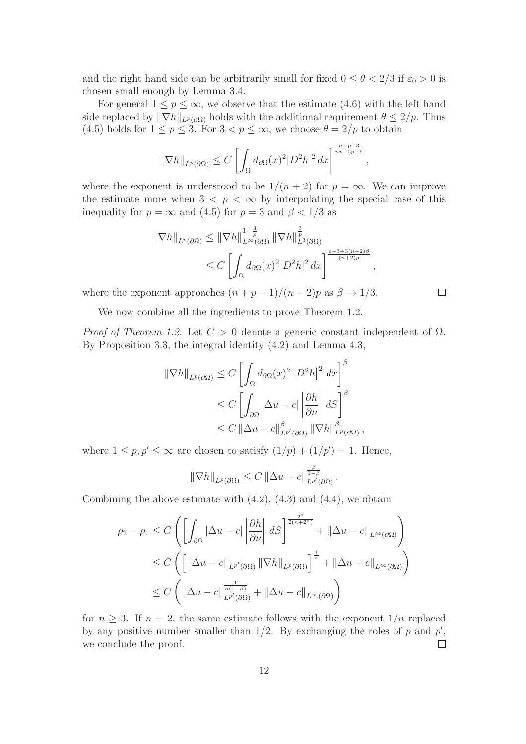and the right hand side can be arbitrarily small for fixed $0 \le \theta < 2/3$ if $\varepsilon_0 > 0$ is chosen small enough by Lemma 3.4.

For general $1 \le p \le \infty$, we observe that the estimate (4.6) with the left hand side replaced by $\|\nabla h\|_{L^p(\partial\Omega)}$ holds with the additional requirement $\theta \le 2/p$. Thus (4.5) holds for $1 \le p \le 3$. For $3 < p \le \infty$, we choose $\theta = 2/p$ to obtain

$$\|\nabla h\|_{L^p(\partial\Omega)} \le C \left[ \int_\Omega d_{\partial\Omega}(x)^2 |D^2 h|^2 \, dx \right]^{\frac{n+p-3}{np+2p-6}},$$

where the exponent is understood to be $1/(n+2)$ for $p = \infty$. We can improve the estimate more when $3 < p < \infty$ by interpolating the special case of this inequality for $p = \infty$ and (4.5) for $p = 3$ and $\beta < 1/3$ as

$$\begin{aligned}
\|\nabla h\|_{L^p(\partial\Omega)} &\le \|\nabla h\|_{L^\infty(\partial\Omega)}^{1-\frac{3}{p}} \|\nabla h\|_{L^3(\partial\Omega)}^{\frac{3}{p}} \\
&\le C \left[ \int_\Omega d_{\partial\Omega}(x)^2 |D^2 h|^2 \, dx \right]^{\frac{p-3+3(n+2)\beta}{(n+2)p}},
\end{aligned}$$

where the exponent approaches $(n+p-1)/(n+2)p$ as $\beta \to 1/3$. $\square$

We now combine all the ingredients to prove Theorem 1.2.

*Proof of Theorem 1.2.* Let $C > 0$ denote a generic constant independent of $\Omega$. By Proposition 3.3, the integral identity (4.2) and Lemma 4.3,

$$\begin{aligned}
\|\nabla h\|_{L^p(\partial\Omega)} &\le C \left[ \int_\Omega d_{\partial\Omega}(x)^2 \left| D^2 h \right|^2 \, dx \right]^\beta \\
&\le C \left[ \int_{\partial\Omega} |\Delta u - c| \left| \frac{\partial h}{\partial \nu} \right| \, dS \right]^\beta \\
&\le C \, \|\Delta u - c\|_{L^{p'}(\partial\Omega)}^\beta \|\nabla h\|_{L^p(\partial\Omega)}^\beta,
\end{aligned}$$

where $1 \le p, p' \le \infty$ are chosen to satisfy $(1/p) + (1/p') = 1$. Hence,

$$\|\nabla h\|_{L^p(\partial\Omega)} \le C \, \|\Delta u - c\|_{L^{p'}(\partial\Omega)}^{\frac{\beta}{1-\beta}}.$$

Combining the above estimate with (4.2), (4.3) and (4.4), we obtain

$$\begin{aligned}
\rho_2 - \rho_1 &\le C \left( \left[ \int_{\partial\Omega} |\Delta u - c| \left| \frac{\partial h}{\partial \nu} \right| \, dS \right]^{\frac{2^*}{2(n+2^*)}} + \|\Delta u - c\|_{L^\infty(\partial\Omega)} \right) \\
&\le C \left( \left[ \|\Delta u - c\|_{L^{p'}(\partial\Omega)} \|\nabla h\|_{L^p(\partial\Omega)} \right]^{\frac{1}{n}} + \|\Delta u - c\|_{L^\infty(\partial\Omega)} \right) \\
&\le C \left( \|\Delta u - c\|_{L^{p'}(\partial\Omega)}^{\frac{1}{n(1-\beta)}} + \|\Delta u - c\|_{L^\infty(\partial\Omega)} \right)
\end{aligned}$$

for $n \ge 3$. If $n = 2$, the same estimate follows with the exponent $1/n$ replaced by any positive number smaller than $1/2$. By exchanging the roles of $p$ and $p'$, we conclude the proof. $\square$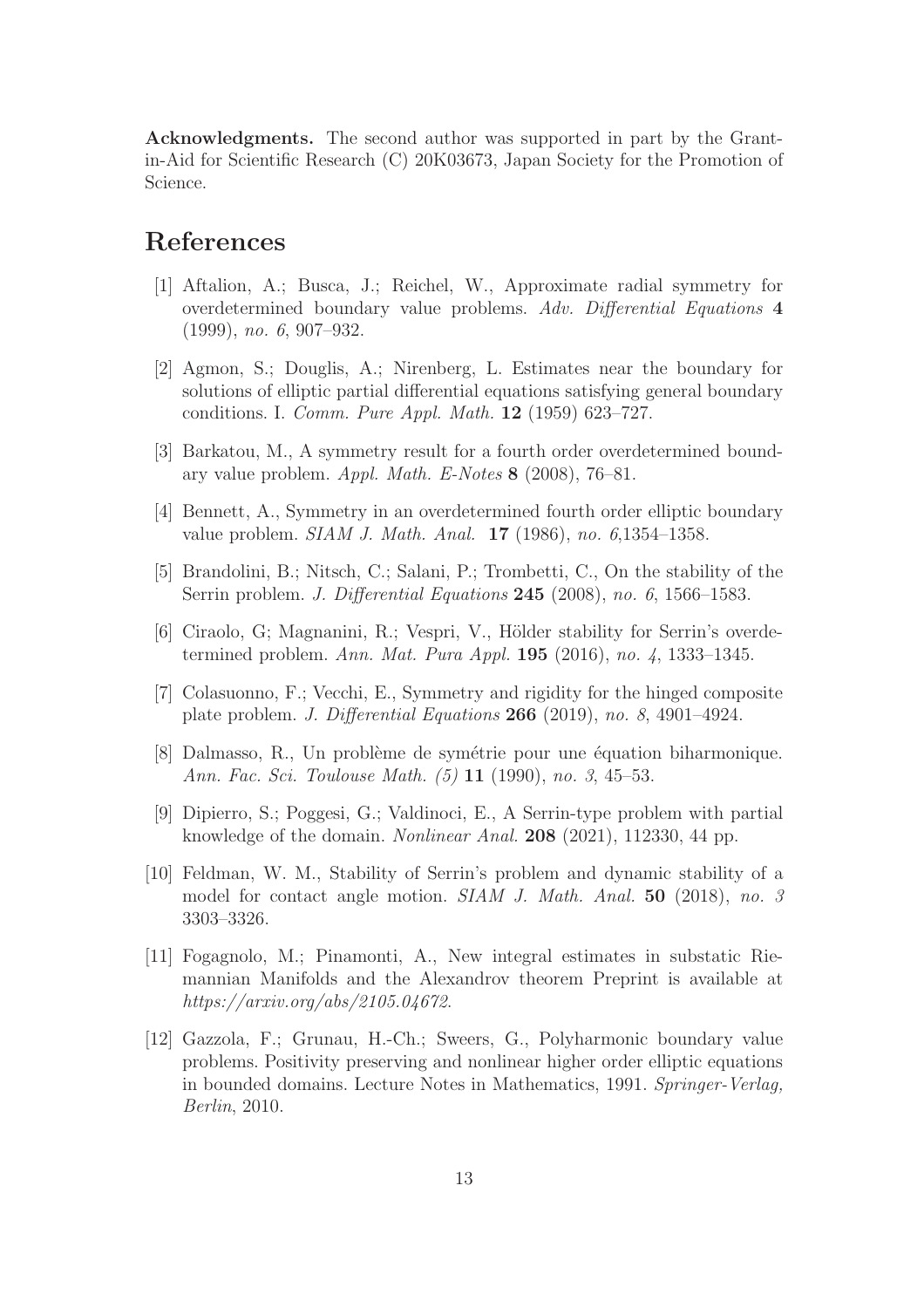**Acknowledgments.** The second author was supported in part by the Grant-in-Aid for Scientific Research (C) 20K03673, Japan Society for the Promotion of Science.

# References

[1] Aftalion, A.; Busca, J.; Reichel, W., Approximate radial symmetry for overdetermined boundary value problems. *Adv. Differential Equations* **4** (1999), *no. 6*, 907–932.

[2] Agmon, S.; Douglis, A.; Nirenberg, L. Estimates near the boundary for solutions of elliptic partial differential equations satisfying general boundary conditions. I. *Comm. Pure Appl. Math.* **12** (1959) 623–727.

[3] Barkatou, M., A symmetry result for a fourth order overdetermined boundary value problem. *Appl. Math. E-Notes* **8** (2008), 76–81.

[4] Bennett, A., Symmetry in an overdetermined fourth order elliptic boundary value problem. *SIAM J. Math. Anal.* **17** (1986), *no. 6*,1354–1358.

[5] Brandolini, B.; Nitsch, C.; Salani, P.; Trombetti, C., On the stability of the Serrin problem. *J. Differential Equations* **245** (2008), *no. 6*, 1566–1583.

[6] Ciraolo, G; Magnanini, R.; Vespri, V., Hölder stability for Serrin's overdetermined problem. *Ann. Mat. Pura Appl.* **195** (2016), *no. 4*, 1333–1345.

[7] Colasuonno, F.; Vecchi, E., Symmetry and rigidity for the hinged composite plate problem. *J. Differential Equations* **266** (2019), *no. 8*, 4901–4924.

[8] Dalmasso, R., Un problème de symétrie pour une équation biharmonique. *Ann. Fac. Sci. Toulouse Math. (5)* **11** (1990), *no. 3*, 45–53.

[9] Dipierro, S.; Poggesi, G.; Valdinoci, E., A Serrin-type problem with partial knowledge of the domain. *Nonlinear Anal.* **208** (2021), 112330, 44 pp.

[10] Feldman, W. M., Stability of Serrin's problem and dynamic stability of a model for contact angle motion. *SIAM J. Math. Anal.* **50** (2018), *no. 3* 3303–3326.

[11] Fogagnolo, M.; Pinamonti, A., New integral estimates in substatic Riemannian Manifolds and the Alexandrov theorem Preprint is available at *https://arxiv.org/abs/2105.04672*.

[12] Gazzola, F.; Grunau, H.-Ch.; Sweers, G., Polyharmonic boundary value problems. Positivity preserving and nonlinear higher order elliptic equations in bounded domains. Lecture Notes in Mathematics, 1991. *Springer-Verlag, Berlin*, 2010.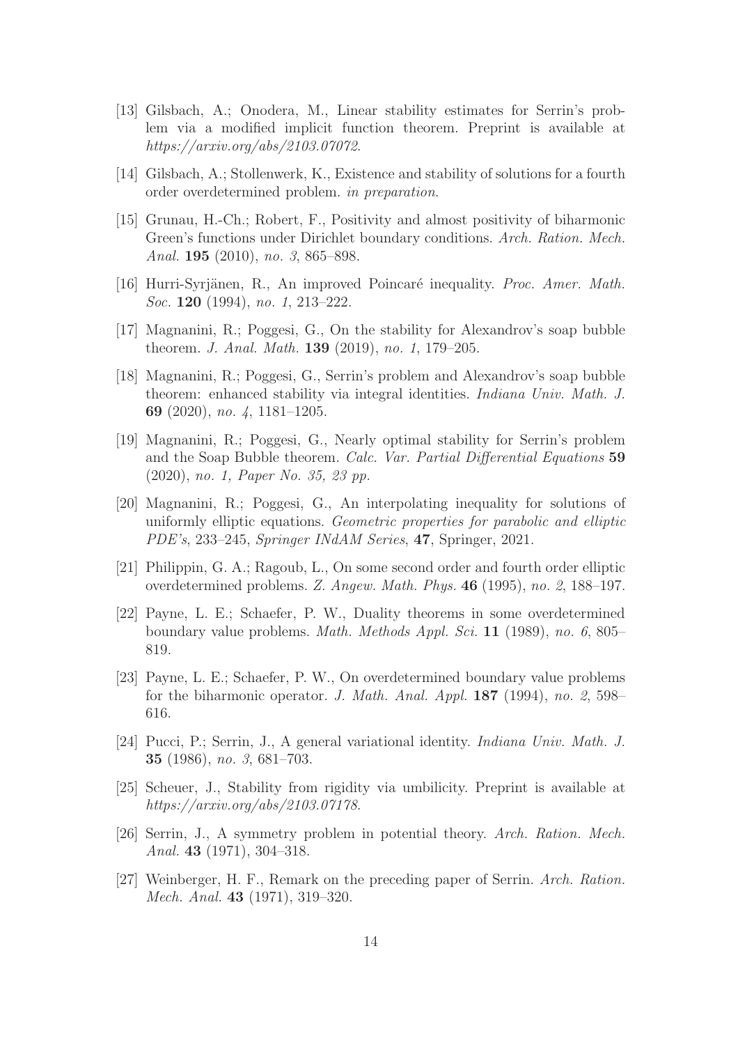[13] Gilsbach, A.; Onodera, M., Linear stability estimates for Serrin's problem via a modified implicit function theorem. Preprint is available at *https://arxiv.org/abs/2103.07072*.

[14] Gilsbach, A.; Stollenwerk, K., Existence and stability of solutions for a fourth order overdetermined problem. *in preparation*.

[15] Grunau, H.-Ch.; Robert, F., Positivity and almost positivity of biharmonic Green's functions under Dirichlet boundary conditions. *Arch. Ration. Mech. Anal.* **195** (2010), *no. 3*, 865–898.

[16] Hurri-Syrjänen, R., An improved Poincaré inequality. *Proc. Amer. Math. Soc.* **120** (1994), *no. 1*, 213–222.

[17] Magnanini, R.; Poggesi, G., On the stability for Alexandrov's soap bubble theorem. *J. Anal. Math.* **139** (2019), *no. 1*, 179–205.

[18] Magnanini, R.; Poggesi, G., Serrin's problem and Alexandrov's soap bubble theorem: enhanced stability via integral identities. *Indiana Univ. Math. J.* **69** (2020), *no. 4*, 1181–1205.

[19] Magnanini, R.; Poggesi, G., Nearly optimal stability for Serrin's problem and the Soap Bubble theorem. *Calc. Var. Partial Differential Equations* **59** (2020), *no. 1, Paper No. 35, 23 pp.*

[20] Magnanini, R.; Poggesi, G., An interpolating inequality for solutions of uniformly elliptic equations. *Geometric properties for parabolic and elliptic PDE's*, 233–245, *Springer INdAM Series*, **47**, Springer, 2021.

[21] Philippin, G. A.; Ragoub, L., On some second order and fourth order elliptic overdetermined problems. *Z. Angew. Math. Phys.* **46** (1995), *no. 2*, 188–197.

[22] Payne, L. E.; Schaefer, P. W., Duality theorems in some overdetermined boundary value problems. *Math. Methods Appl. Sci.* **11** (1989), *no. 6*, 805–819.

[23] Payne, L. E.; Schaefer, P. W., On overdetermined boundary value problems for the biharmonic operator. *J. Math. Anal. Appl.* **187** (1994), *no. 2*, 598–616.

[24] Pucci, P.; Serrin, J., A general variational identity. *Indiana Univ. Math. J.* **35** (1986), *no. 3*, 681–703.

[25] Scheuer, J., Stability from rigidity via umbilicity. Preprint is available at *https://arxiv.org/abs/2103.07178*.

[26] Serrin, J., A symmetry problem in potential theory. *Arch. Ration. Mech. Anal.* **43** (1971), 304–318.

[27] Weinberger, H. F., Remark on the preceding paper of Serrin. *Arch. Ration. Mech. Anal.* **43** (1971), 319–320.